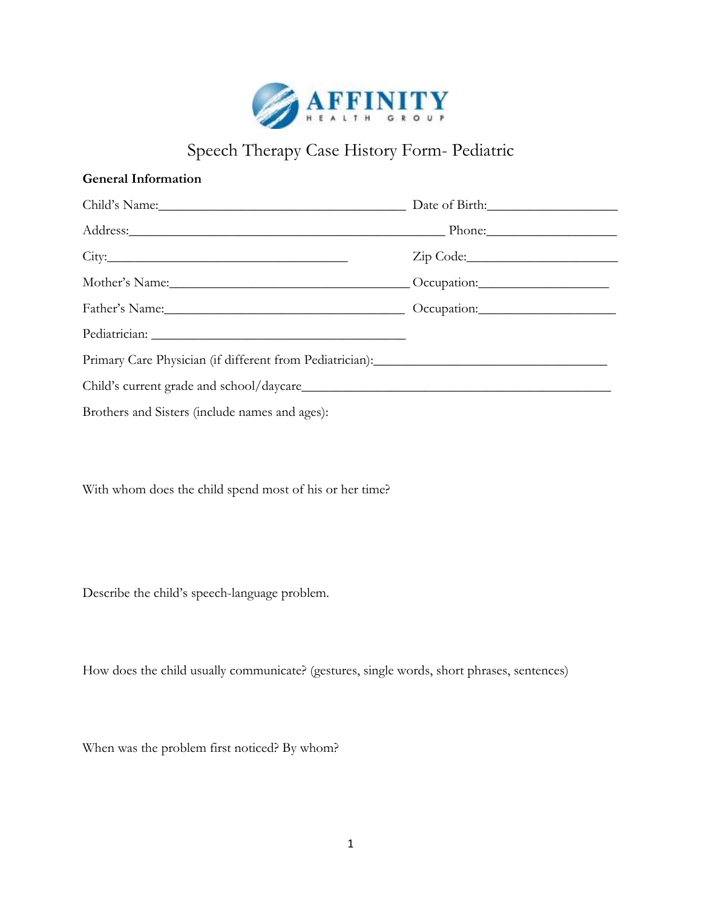AFFINITY HEALTH GROUP

# Speech Therapy Case History Form- Pediatric

**General Information**

Child's Name:_____________________________________ Date of Birth:___________________

Address:______________________________________________ Phone:___________________

City:____________________________________ Zip Code:______________________

Mother's Name:___________________________________ Occupation:___________________

Father's Name:___________________________________ Occupation:____________________

Pediatrician: ______________________________________

Primary Care Physician (if different from Pediatrician):__________________________________

Child's current grade and school/daycare______________________________________________

Brothers and Sisters (include names and ages):

With whom does the child spend most of his or her time?

Describe the child's speech-language problem.

How does the child usually communicate? (gestures, single words, short phrases, sentences)

When was the problem first noticed? By whom?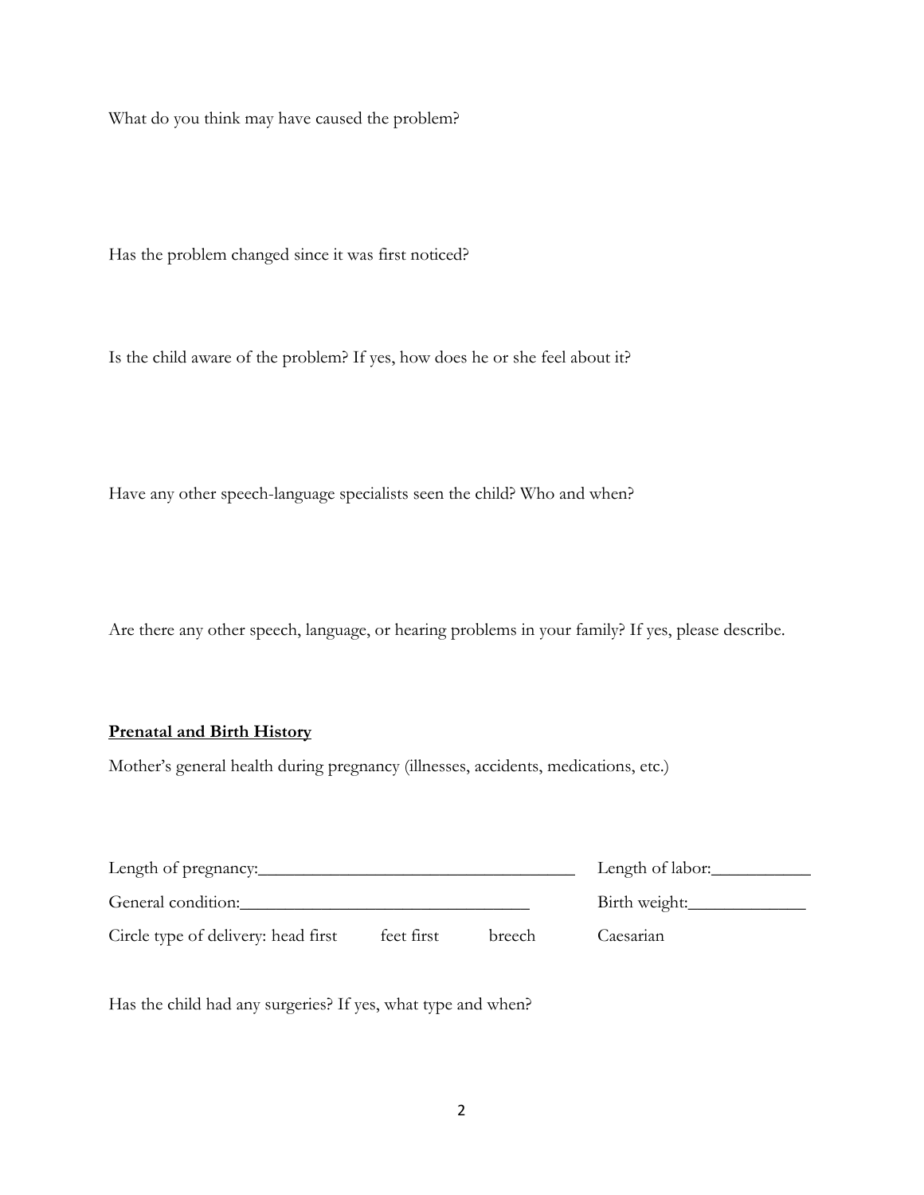What do you think may have caused the problem?

Has the problem changed since it was first noticed?

Is the child aware of the problem? If yes, how does he or she feel about it?

Have any other speech-language specialists seen the child? Who and when?

Are there any other speech, language, or hearing problems in your family? If yes, please describe.

**Prenatal and Birth History**

Mother's general health during pregnancy (illnesses, accidents, medications, etc.)

Length of pregnancy:_________________________________ Length of labor:__________

General condition:______________________________ Birth weight:____________

Circle type of delivery: head first  feet first  breech  Caesarian

Has the child had any surgeries? If yes, what type and when?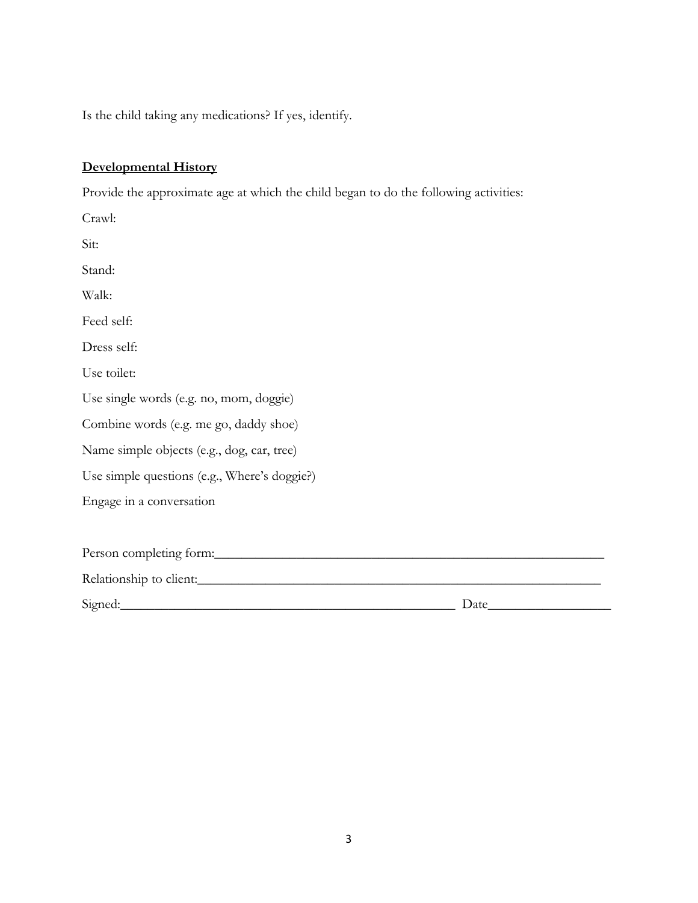Is the child taking any medications? If yes, identify.

**<u>Developmental History</u>**

Provide the approximate age at which the child began to do the following activities:

Crawl:

Sit:

Stand:

Walk:

Feed self:

Dress self:

Use toilet:

Use single words (e.g. no, mom, doggie)

Combine words (e.g. me go, daddy shoe)

Name simple objects (e.g., dog, car, tree)

Use simple questions (e.g., Where's doggie?)

Engage in a conversation

Person completing form:____________________________________________________________

Relationship to client:______________________________________________________________

Signed:___________________________________________________ Date__________________